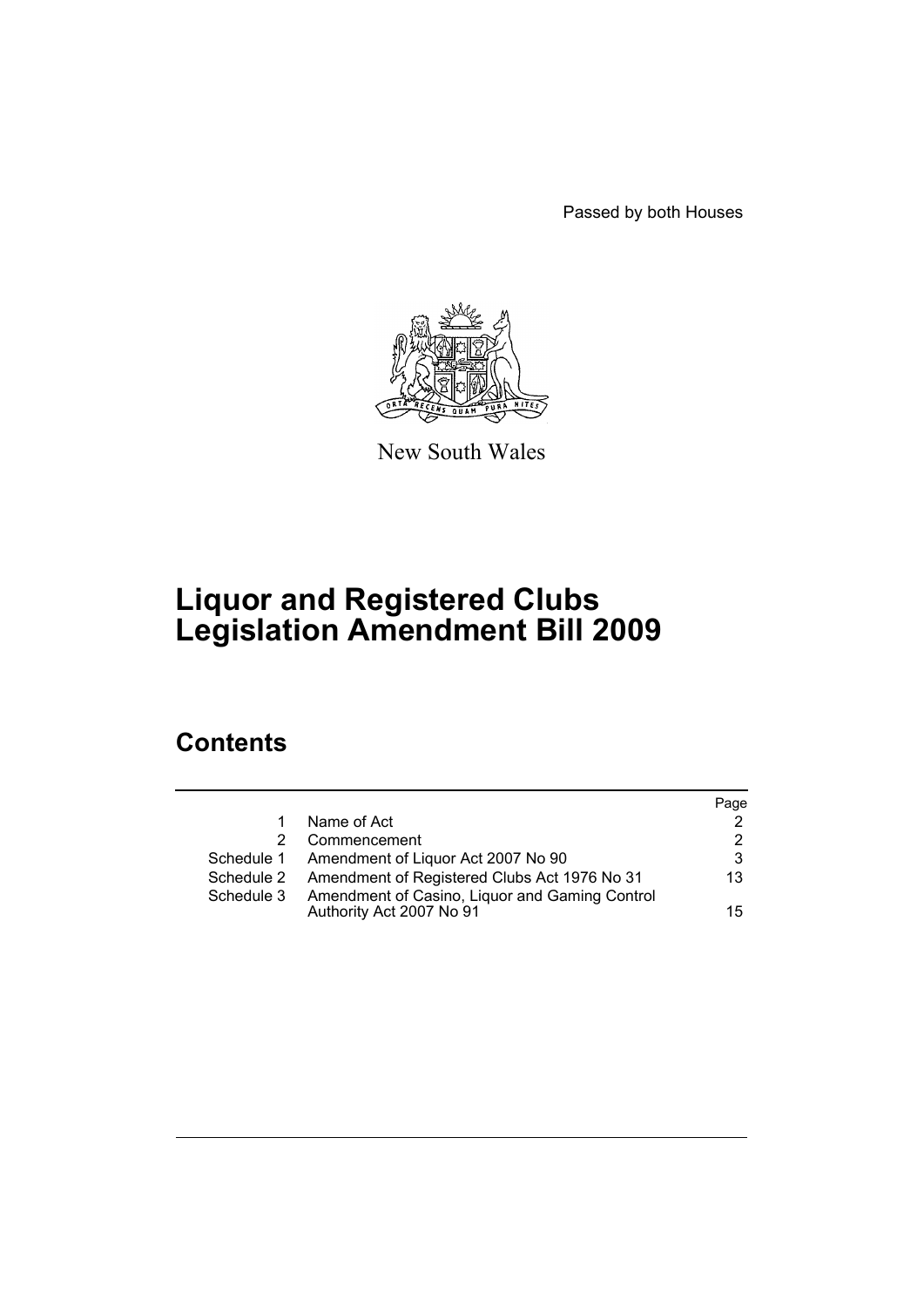Passed by both Houses

New South Wales

# Liquor and Registered Clubs Legislation Amendment Bill 2009

## Contents

| | | Page |
|---|---|---|
| 1 | Name of Act | 2 |
| 2 | Commencement | 2 |
| Schedule 1 | Amendment of Liquor Act 2007 No 90 | 3 |
| Schedule 2 | Amendment of Registered Clubs Act 1976 No 31 | 13 |
| Schedule 3 | Amendment of Casino, Liquor and Gaming Control Authority Act 2007 No 91 | 15 |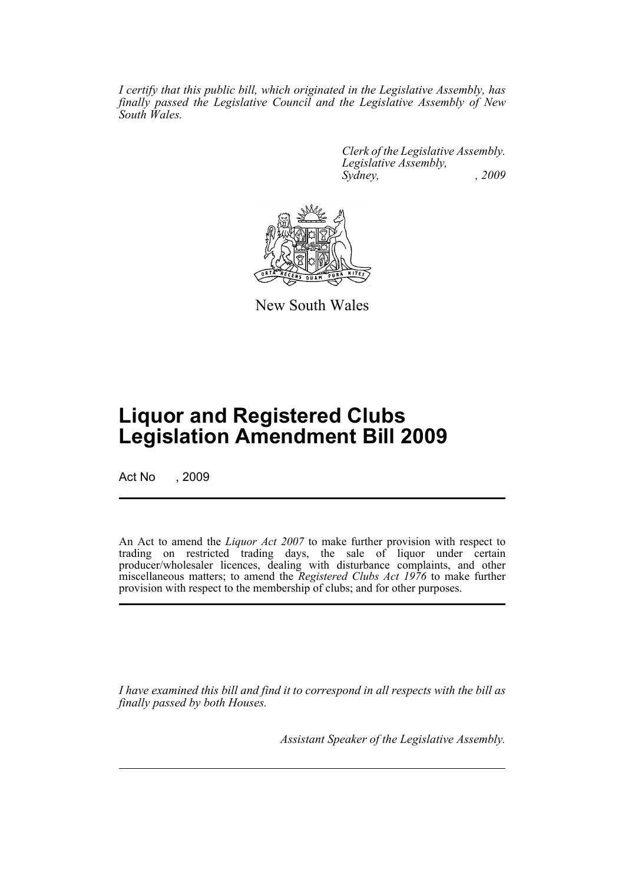*I certify that this public bill, which originated in the Legislative Assembly, has finally passed the Legislative Council and the Legislative Assembly of New South Wales.*

*Clerk of the Legislative Assembly.*
*Legislative Assembly,*
*Sydney, , 2009*

New South Wales

# Liquor and Registered Clubs Legislation Amendment Bill 2009

Act No , 2009

An Act to amend the *Liquor Act 2007* to make further provision with respect to trading on restricted trading days, the sale of liquor under certain producer/wholesaler licences, dealing with disturbance complaints, and other miscellaneous matters; to amend the *Registered Clubs Act 1976* to make further provision with respect to the membership of clubs; and for other purposes.

*I have examined this bill and find it to correspond in all respects with the bill as finally passed by both Houses.*

*Assistant Speaker of the Legislative Assembly.*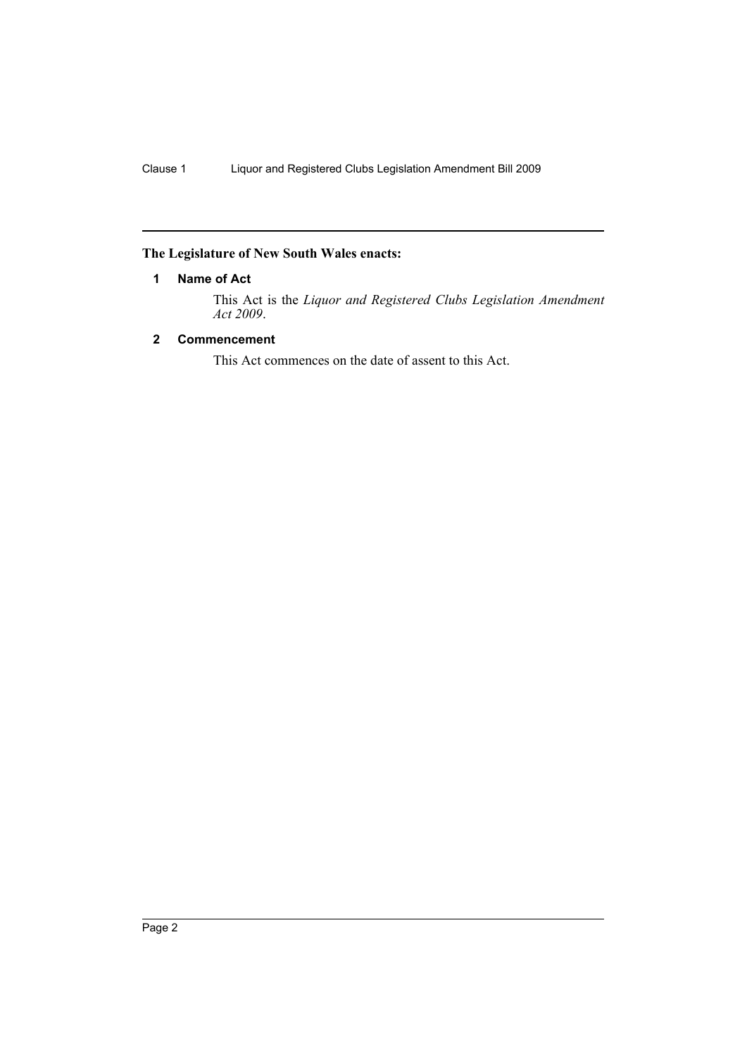**The Legislature of New South Wales enacts:**

## 1 Name of Act

This Act is the *Liquor and Registered Clubs Legislation Amendment Act 2009*.

## 2 Commencement

This Act commences on the date of assent to this Act.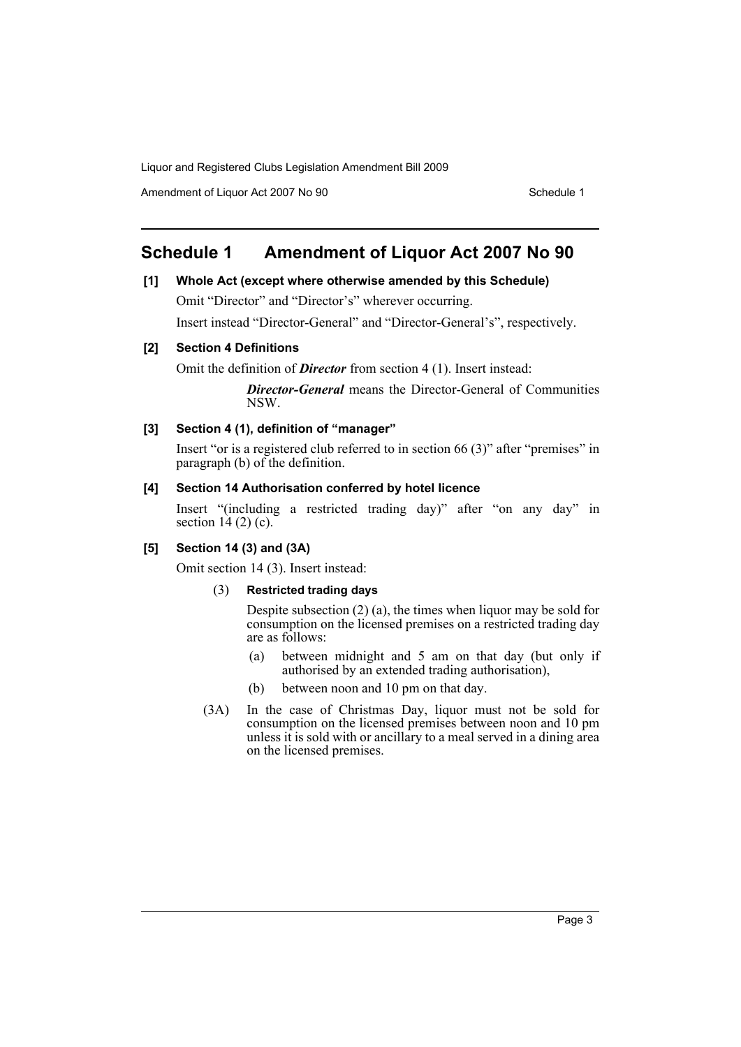## Schedule 1 Amendment of Liquor Act 2007 No 90

**[1] Whole Act (except where otherwise amended by this Schedule)**

Omit "Director" and "Director's" wherever occurring.

Insert instead "Director-General" and "Director-General's", respectively.

**[2] Section 4 Definitions**

Omit the definition of ***Director*** from section 4 (1). Insert instead:

> ***Director-General*** means the Director-General of Communities NSW.

**[3] Section 4 (1), definition of "manager"**

Insert "or is a registered club referred to in section 66 (3)" after "premises" in paragraph (b) of the definition.

**[4] Section 14 Authorisation conferred by hotel licence**

Insert "(including a restricted trading day)" after "on any day" in section 14 (2) (c).

**[5] Section 14 (3) and (3A)**

Omit section 14 (3). Insert instead:

> (3) **Restricted trading days**
>
> Despite subsection (2) (a), the times when liquor may be sold for consumption on the licensed premises on a restricted trading day are as follows:
>
> (a) between midnight and 5 am on that day (but only if authorised by an extended trading authorisation),
>
> (b) between noon and 10 pm on that day.
>
> (3A) In the case of Christmas Day, liquor must not be sold for consumption on the licensed premises between noon and 10 pm unless it is sold with or ancillary to a meal served in a dining area on the licensed premises.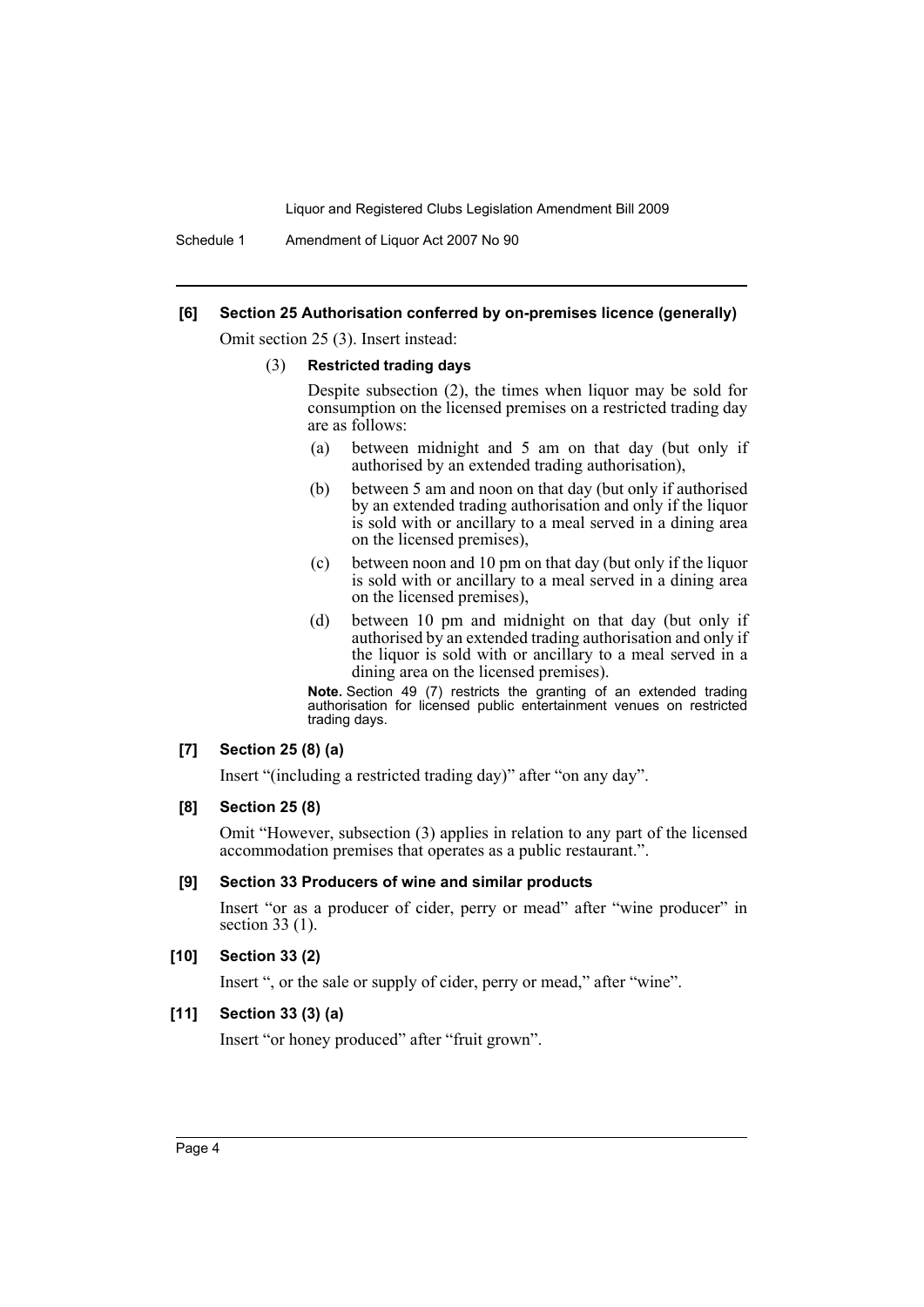### [6] Section 25 Authorisation conferred by on-premises licence (generally)

Omit section 25 (3). Insert instead:

(3) **Restricted trading days**

Despite subsection (2), the times when liquor may be sold for consumption on the licensed premises on a restricted trading day are as follows:

(a) between midnight and 5 am on that day (but only if authorised by an extended trading authorisation),

(b) between 5 am and noon on that day (but only if authorised by an extended trading authorisation and only if the liquor is sold with or ancillary to a meal served in a dining area on the licensed premises),

(c) between noon and 10 pm on that day (but only if the liquor is sold with or ancillary to a meal served in a dining area on the licensed premises),

(d) between 10 pm and midnight on that day (but only if authorised by an extended trading authorisation and only if the liquor is sold with or ancillary to a meal served in a dining area on the licensed premises).

**Note.** Section 49 (7) restricts the granting of an extended trading authorisation for licensed public entertainment venues on restricted trading days.

### [7] Section 25 (8) (a)

Insert "(including a restricted trading day)" after "on any day".

### [8] Section 25 (8)

Omit "However, subsection (3) applies in relation to any part of the licensed accommodation premises that operates as a public restaurant.".

### [9] Section 33 Producers of wine and similar products

Insert "or as a producer of cider, perry or mead" after "wine producer" in section 33 (1).

### [10] Section 33 (2)

Insert ", or the sale or supply of cider, perry or mead," after "wine".

### [11] Section 33 (3) (a)

Insert "or honey produced" after "fruit grown".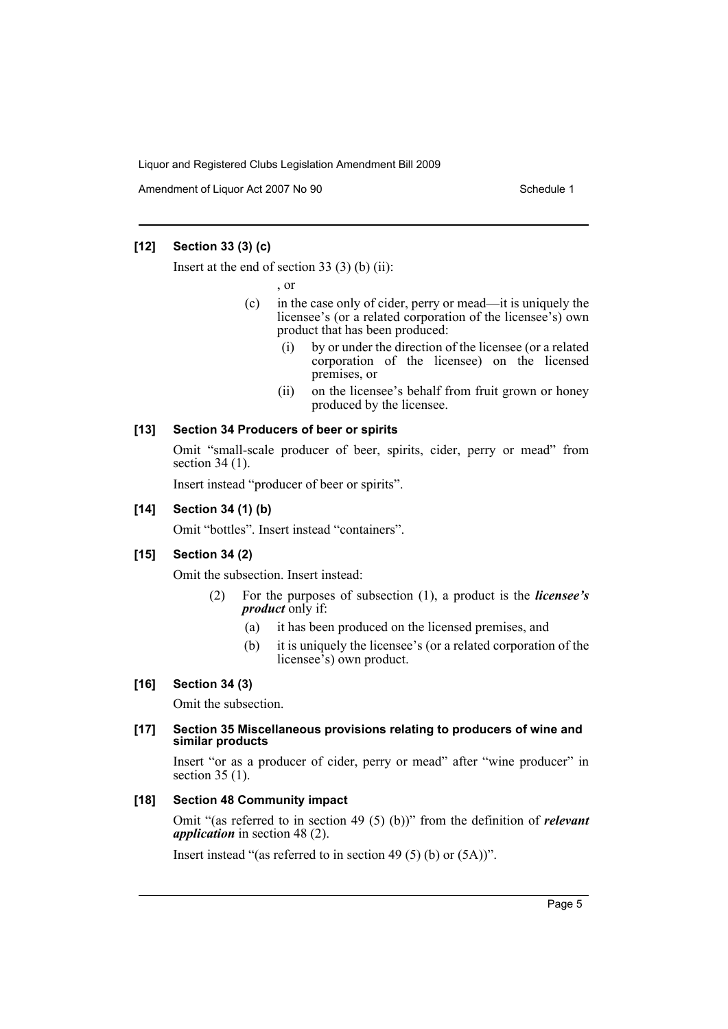### [12] Section 33 (3) (c)

Insert at the end of section 33 (3) (b) (ii):

, or

(c) in the case only of cider, perry or mead—it is uniquely the licensee's (or a related corporation of the licensee's) own product that has been produced:

  (i) by or under the direction of the licensee (or a related corporation of the licensee) on the licensed premises, or

  (ii) on the licensee's behalf from fruit grown or honey produced by the licensee.

### [13] Section 34 Producers of beer or spirits

Omit "small-scale producer of beer, spirits, cider, perry or mead" from section 34 (1).

Insert instead "producer of beer or spirits".

### [14] Section 34 (1) (b)

Omit "bottles". Insert instead "containers".

### [15] Section 34 (2)

Omit the subsection. Insert instead:

(2) For the purposes of subsection (1), a product is the ***licensee's product*** only if:

  (a) it has been produced on the licensed premises, and

  (b) it is uniquely the licensee's (or a related corporation of the licensee's) own product.

### [16] Section 34 (3)

Omit the subsection.

### [17] Section 35 Miscellaneous provisions relating to producers of wine and similar products

Insert "or as a producer of cider, perry or mead" after "wine producer" in section 35 (1).

### [18] Section 48 Community impact

Omit "(as referred to in section 49 (5) (b))" from the definition of ***relevant application*** in section 48 (2).

Insert instead "(as referred to in section 49 (5) (b) or (5A))".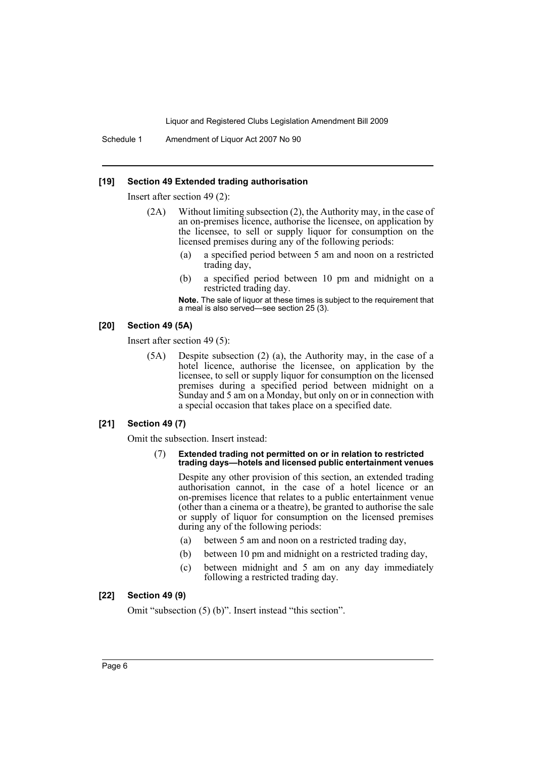### [19] Section 49 Extended trading authorisation

Insert after section 49 (2):

(2A) Without limiting subsection (2), the Authority may, in the case of an on-premises licence, authorise the licensee, on application by the licensee, to sell or supply liquor for consumption on the licensed premises during any of the following periods:

(a) a specified period between 5 am and noon on a restricted trading day,

(b) a specified period between 10 pm and midnight on a restricted trading day.

**Note.** The sale of liquor at these times is subject to the requirement that a meal is also served—see section 25 (3).

### [20] Section 49 (5A)

Insert after section 49 (5):

(5A) Despite subsection (2) (a), the Authority may, in the case of a hotel licence, authorise the licensee, on application by the licensee, to sell or supply liquor for consumption on the licensed premises during a specified period between midnight on a Sunday and 5 am on a Monday, but only on or in connection with a special occasion that takes place on a specified date.

### [21] Section 49 (7)

Omit the subsection. Insert instead:

(7) **Extended trading not permitted on or in relation to restricted trading days—hotels and licensed public entertainment venues**

Despite any other provision of this section, an extended trading authorisation cannot, in the case of a hotel licence or an on-premises licence that relates to a public entertainment venue (other than a cinema or a theatre), be granted to authorise the sale or supply of liquor for consumption on the licensed premises during any of the following periods:

(a) between 5 am and noon on a restricted trading day,

(b) between 10 pm and midnight on a restricted trading day,

(c) between midnight and 5 am on any day immediately following a restricted trading day.

### [22] Section 49 (9)

Omit "subsection (5) (b)". Insert instead "this section".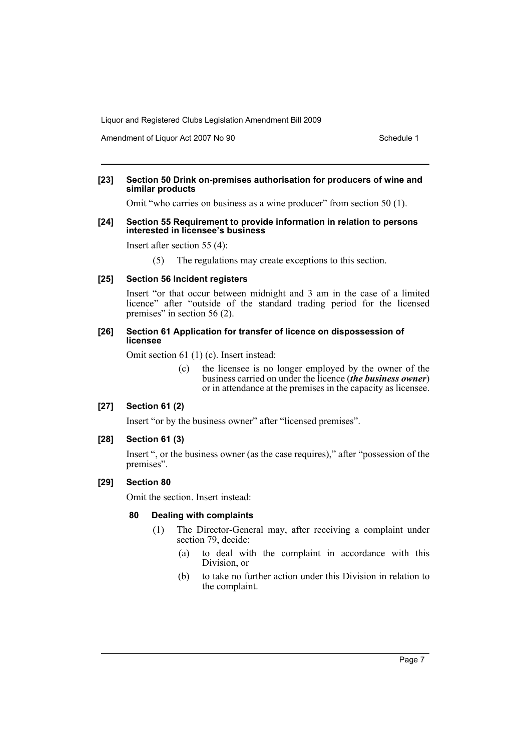**[23] Section 50 Drink on-premises authorisation for producers of wine and similar products**

Omit "who carries on business as a wine producer" from section 50 (1).

**[24] Section 55 Requirement to provide information in relation to persons interested in licensee's business**

Insert after section 55 (4):

(5) The regulations may create exceptions to this section.

**[25] Section 56 Incident registers**

Insert "or that occur between midnight and 3 am in the case of a limited licence" after "outside of the standard trading period for the licensed premises" in section 56 (2).

**[26] Section 61 Application for transfer of licence on dispossession of licensee**

Omit section 61 (1) (c). Insert instead:

(c) the licensee is no longer employed by the owner of the business carried on under the licence (***the business owner***) or in attendance at the premises in the capacity as licensee.

**[27] Section 61 (2)**

Insert "or by the business owner" after "licensed premises".

**[28] Section 61 (3)**

Insert ", or the business owner (as the case requires)," after "possession of the premises".

**[29] Section 80**

Omit the section. Insert instead:

**80 Dealing with complaints**

(1) The Director-General may, after receiving a complaint under section 79, decide:

(a) to deal with the complaint in accordance with this Division, or

(b) to take no further action under this Division in relation to the complaint.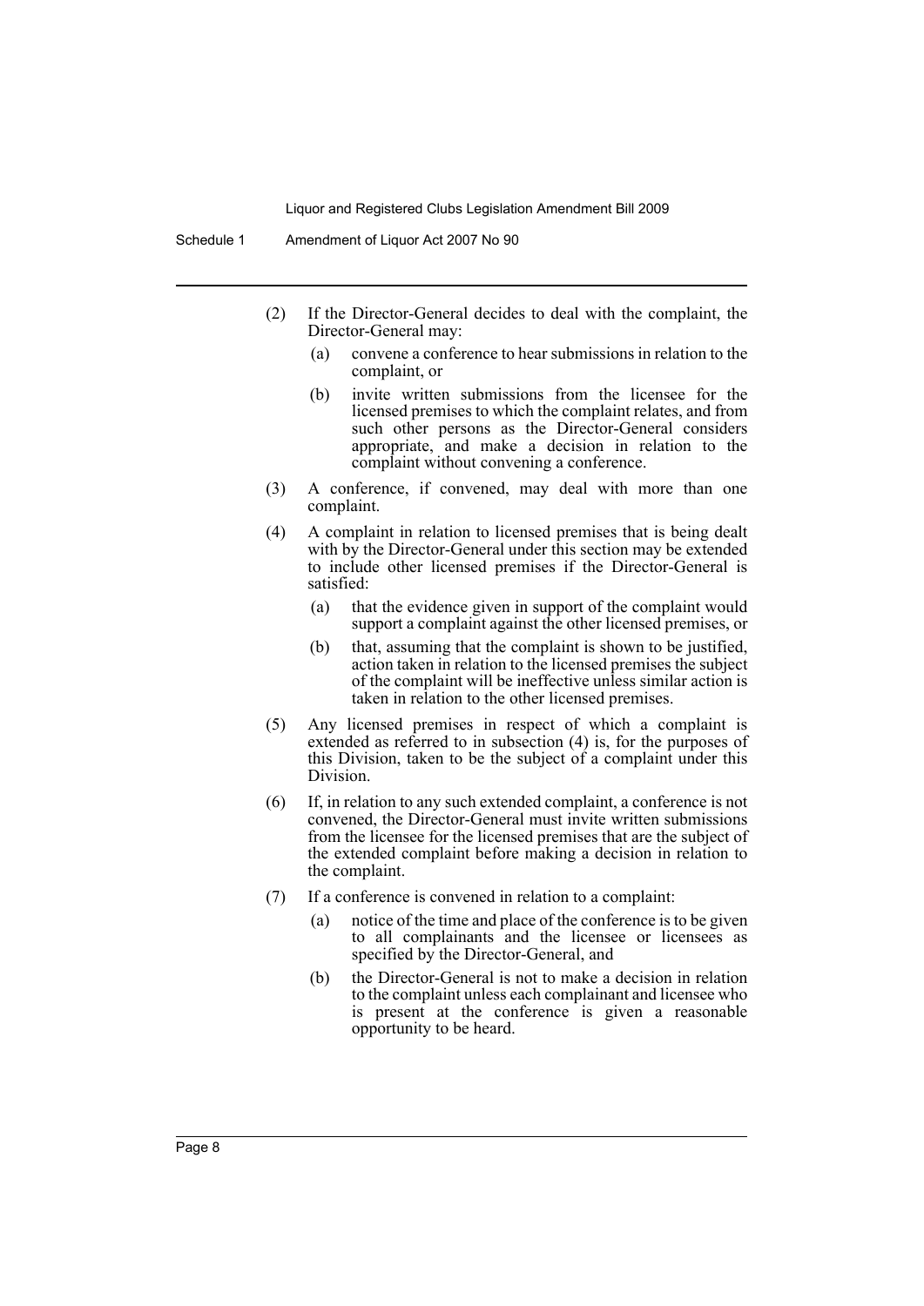(2) If the Director-General decides to deal with the complaint, the Director-General may:

(a) convene a conference to hear submissions in relation to the complaint, or

(b) invite written submissions from the licensee for the licensed premises to which the complaint relates, and from such other persons as the Director-General considers appropriate, and make a decision in relation to the complaint without convening a conference.

(3) A conference, if convened, may deal with more than one complaint.

(4) A complaint in relation to licensed premises that is being dealt with by the Director-General under this section may be extended to include other licensed premises if the Director-General is satisfied:

(a) that the evidence given in support of the complaint would support a complaint against the other licensed premises, or

(b) that, assuming that the complaint is shown to be justified, action taken in relation to the licensed premises the subject of the complaint will be ineffective unless similar action is taken in relation to the other licensed premises.

(5) Any licensed premises in respect of which a complaint is extended as referred to in subsection (4) is, for the purposes of this Division, taken to be the subject of a complaint under this Division.

(6) If, in relation to any such extended complaint, a conference is not convened, the Director-General must invite written submissions from the licensee for the licensed premises that are the subject of the extended complaint before making a decision in relation to the complaint.

(7) If a conference is convened in relation to a complaint:

(a) notice of the time and place of the conference is to be given to all complainants and the licensee or licensees as specified by the Director-General, and

(b) the Director-General is not to make a decision in relation to the complaint unless each complainant and licensee who is present at the conference is given a reasonable opportunity to be heard.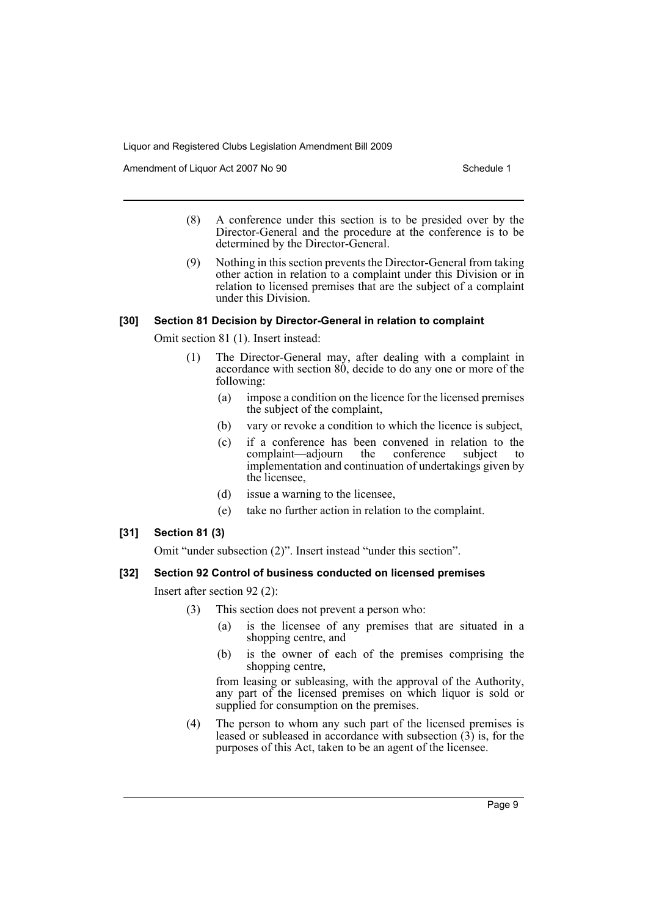(8) A conference under this section is to be presided over by the Director-General and the procedure at the conference is to be determined by the Director-General.

(9) Nothing in this section prevents the Director-General from taking other action in relation to a complaint under this Division or in relation to licensed premises that are the subject of a complaint under this Division.

### [30] Section 81 Decision by Director-General in relation to complaint

Omit section 81 (1). Insert instead:

(1) The Director-General may, after dealing with a complaint in accordance with section 80, decide to do any one or more of the following:

(a) impose a condition on the licence for the licensed premises the subject of the complaint,

(b) vary or revoke a condition to which the licence is subject,

(c) if a conference has been convened in relation to the complaint—adjourn the conference subject to implementation and continuation of undertakings given by the licensee,

(d) issue a warning to the licensee,

(e) take no further action in relation to the complaint.

### [31] Section 81 (3)

Omit "under subsection (2)". Insert instead "under this section".

### [32] Section 92 Control of business conducted on licensed premises

Insert after section 92 (2):

(3) This section does not prevent a person who:

(a) is the licensee of any premises that are situated in a shopping centre, and

(b) is the owner of each of the premises comprising the shopping centre,

from leasing or subleasing, with the approval of the Authority, any part of the licensed premises on which liquor is sold or supplied for consumption on the premises.

(4) The person to whom any such part of the licensed premises is leased or subleased in accordance with subsection (3) is, for the purposes of this Act, taken to be an agent of the licensee.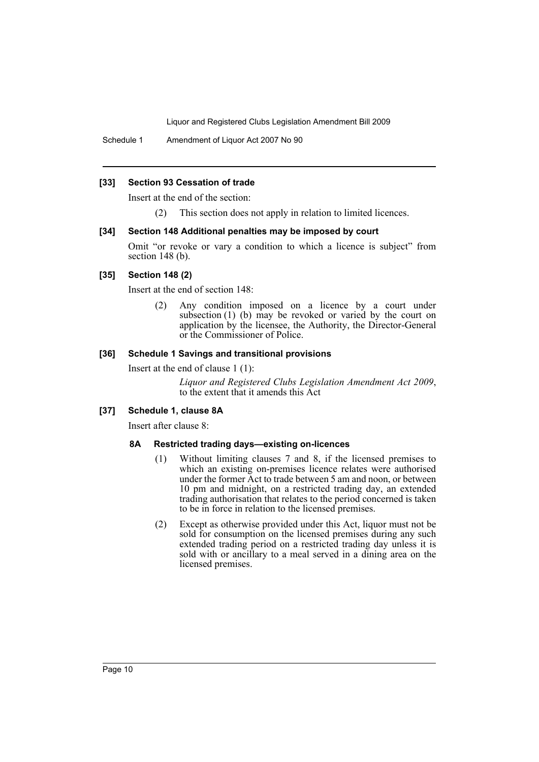### [33] Section 93 Cessation of trade

Insert at the end of the section:

(2) This section does not apply in relation to limited licences.

### [34] Section 148 Additional penalties may be imposed by court

Omit "or revoke or vary a condition to which a licence is subject" from section 148 (b).

### [35] Section 148 (2)

Insert at the end of section 148:

(2) Any condition imposed on a licence by a court under subsection (1) (b) may be revoked or varied by the court on application by the licensee, the Authority, the Director-General or the Commissioner of Police.

### [36] Schedule 1 Savings and transitional provisions

Insert at the end of clause 1 (1):

*Liquor and Registered Clubs Legislation Amendment Act 2009*, to the extent that it amends this Act

### [37] Schedule 1, clause 8A

Insert after clause 8:

#### 8A Restricted trading days—existing on-licences

(1) Without limiting clauses 7 and 8, if the licensed premises to which an existing on-premises licence relates were authorised under the former Act to trade between 5 am and noon, or between 10 pm and midnight, on a restricted trading day, an extended trading authorisation that relates to the period concerned is taken to be in force in relation to the licensed premises.

(2) Except as otherwise provided under this Act, liquor must not be sold for consumption on the licensed premises during any such extended trading period on a restricted trading day unless it is sold with or ancillary to a meal served in a dining area on the licensed premises.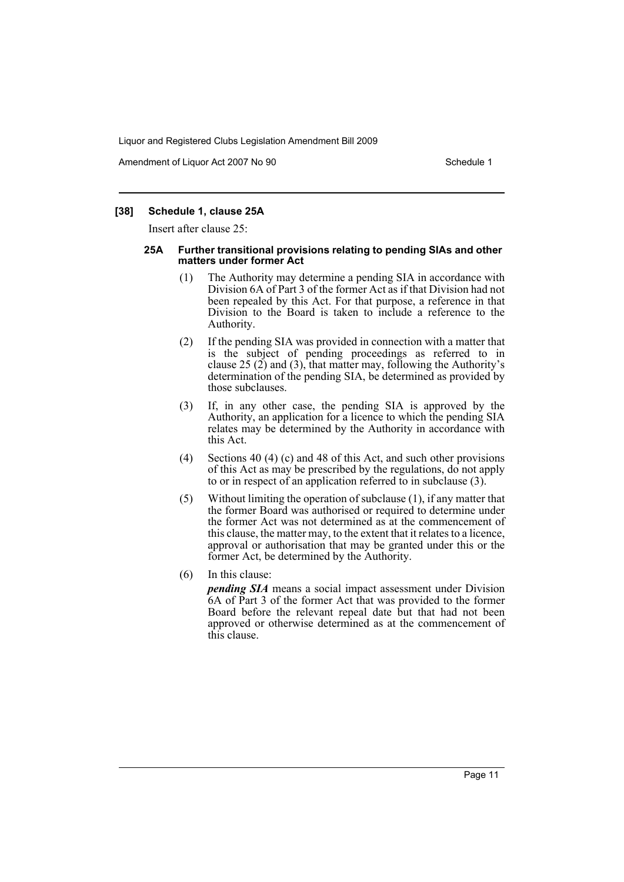### [38] Schedule 1, clause 25A

Insert after clause 25:

#### 25A Further transitional provisions relating to pending SIAs and other matters under former Act

(1) The Authority may determine a pending SIA in accordance with Division 6A of Part 3 of the former Act as if that Division had not been repealed by this Act. For that purpose, a reference in that Division to the Board is taken to include a reference to the Authority.

(2) If the pending SIA was provided in connection with a matter that is the subject of pending proceedings as referred to in clause 25 (2) and (3), that matter may, following the Authority's determination of the pending SIA, be determined as provided by those subclauses.

(3) If, in any other case, the pending SIA is approved by the Authority, an application for a licence to which the pending SIA relates may be determined by the Authority in accordance with this Act.

(4) Sections 40 (4) (c) and 48 of this Act, and such other provisions of this Act as may be prescribed by the regulations, do not apply to or in respect of an application referred to in subclause (3).

(5) Without limiting the operation of subclause (1), if any matter that the former Board was authorised or required to determine under the former Act was not determined as at the commencement of this clause, the matter may, to the extent that it relates to a licence, approval or authorisation that may be granted under this or the former Act, be determined by the Authority.

(6) In this clause:

***pending SIA*** means a social impact assessment under Division 6A of Part 3 of the former Act that was provided to the former Board before the relevant repeal date but that had not been approved or otherwise determined as at the commencement of this clause.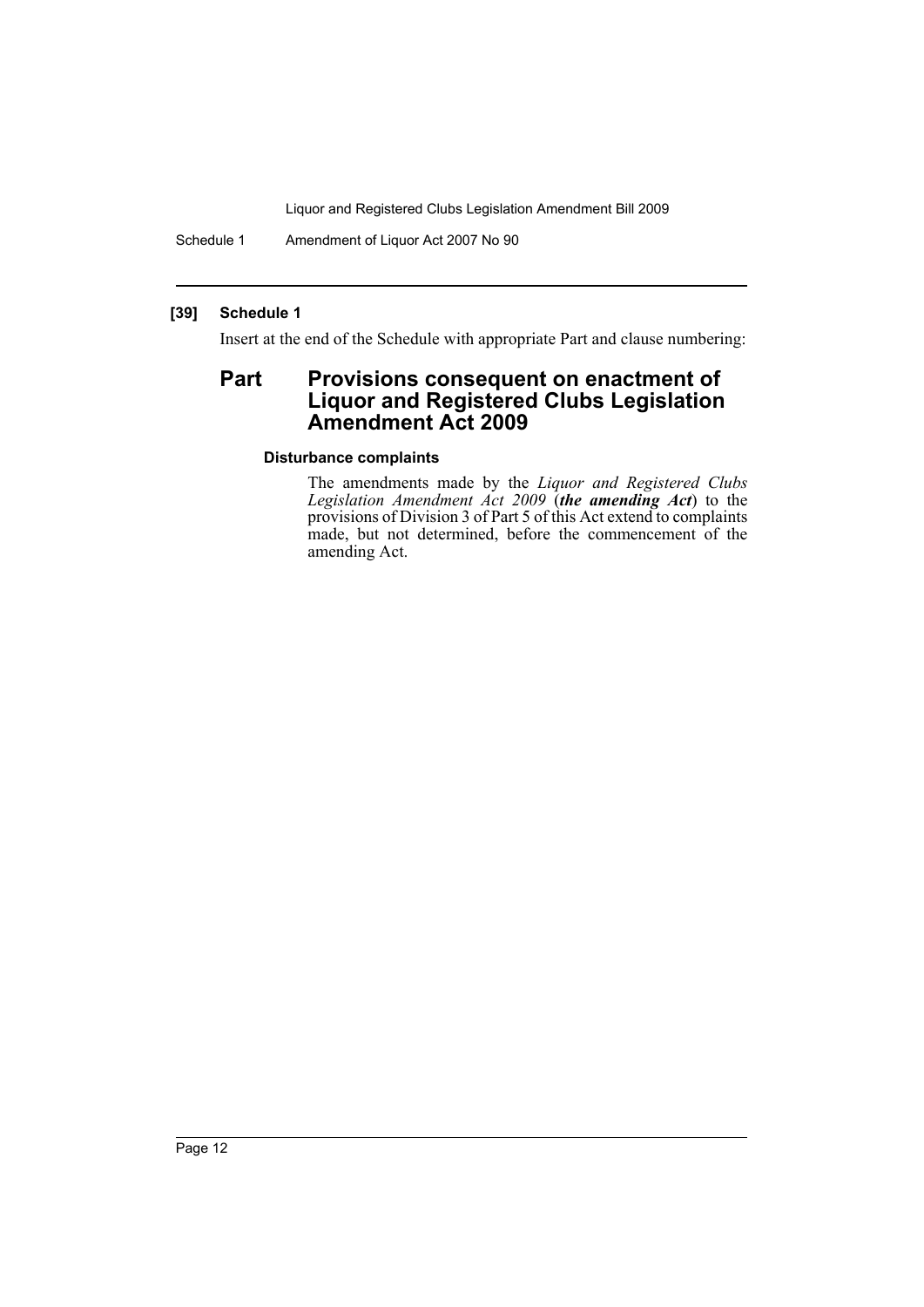### [39] Schedule 1

Insert at the end of the Schedule with appropriate Part and clause numbering:

## Part Provisions consequent on enactment of Liquor and Registered Clubs Legislation Amendment Act 2009

#### Disturbance complaints

The amendments made by the *Liquor and Registered Clubs Legislation Amendment Act 2009* (***the amending Act***) to the provisions of Division 3 of Part 5 of this Act extend to complaints made, but not determined, before the commencement of the amending Act.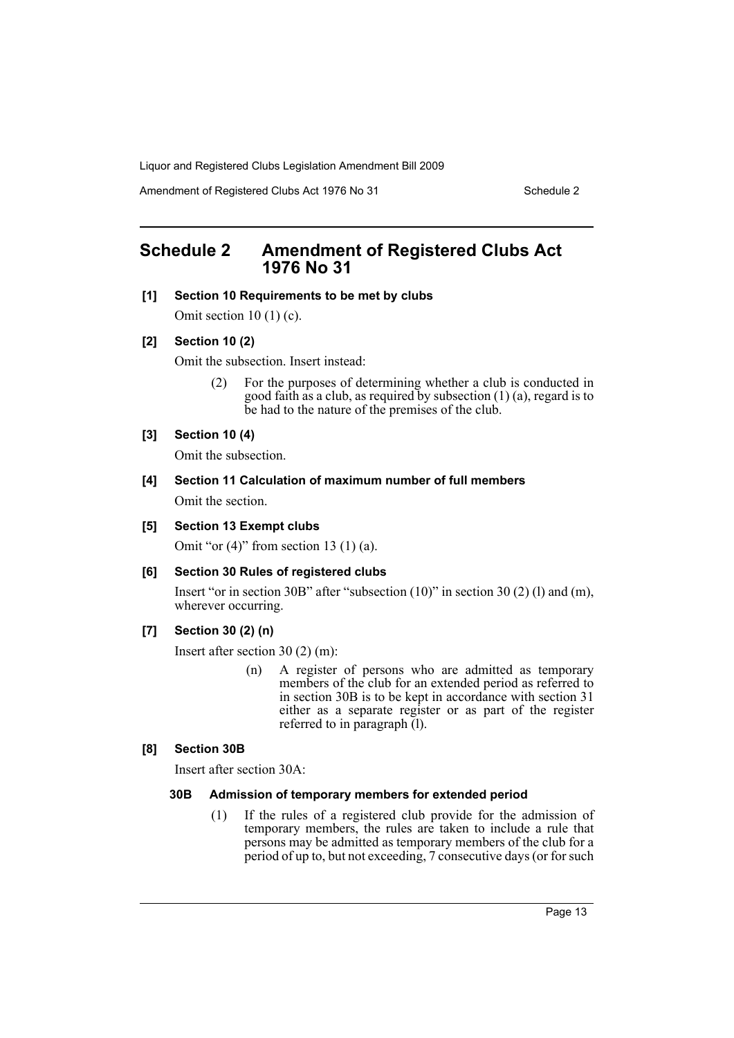# Schedule 2 Amendment of Registered Clubs Act 1976 No 31

**[1] Section 10 Requirements to be met by clubs**

Omit section 10 (1) (c).

**[2] Section 10 (2)**

Omit the subsection. Insert instead:

> (2) For the purposes of determining whether a club is conducted in good faith as a club, as required by subsection (1) (a), regard is to be had to the nature of the premises of the club.

**[3] Section 10 (4)**

Omit the subsection.

**[4] Section 11 Calculation of maximum number of full members**

Omit the section.

**[5] Section 13 Exempt clubs**

Omit "or (4)" from section 13 (1) (a).

**[6] Section 30 Rules of registered clubs**

Insert "or in section 30B" after "subsection (10)" in section 30 (2) (l) and (m), wherever occurring.

**[7] Section 30 (2) (n)**

Insert after section 30 (2) (m):

> (n) A register of persons who are admitted as temporary members of the club for an extended period as referred to in section 30B is to be kept in accordance with section 31 either as a separate register or as part of the register referred to in paragraph (l).

**[8] Section 30B**

Insert after section 30A:

### 30B Admission of temporary members for extended period

> (1) If the rules of a registered club provide for the admission of temporary members, the rules are taken to include a rule that persons may be admitted as temporary members of the club for a period of up to, but not exceeding, 7 consecutive days (or for such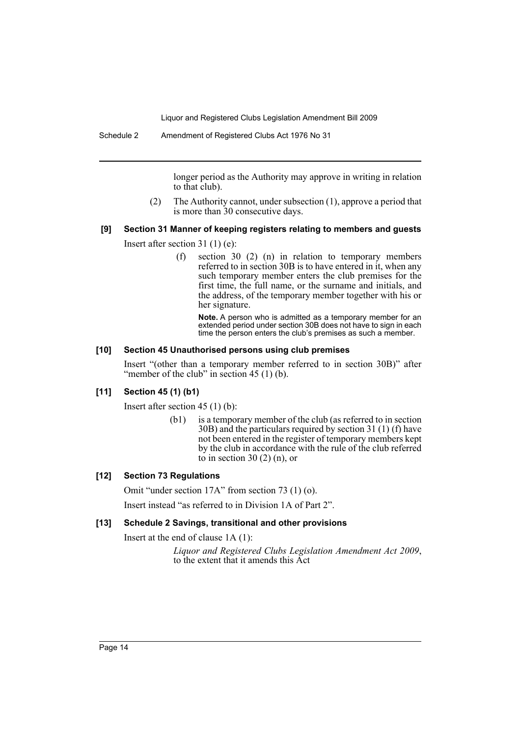longer period as the Authority may approve in writing in relation to that club).

(2) The Authority cannot, under subsection (1), approve a period that is more than 30 consecutive days.

### [9] Section 31 Manner of keeping registers relating to members and guests

Insert after section 31 (1) (e):

> (f) section 30 (2) (n) in relation to temporary members referred to in section 30B is to have entered in it, when any such temporary member enters the club premises for the first time, the full name, or the surname and initials, and the address, of the temporary member together with his or her signature.
>
> **Note.** A person who is admitted as a temporary member for an extended period under section 30B does not have to sign in each time the person enters the club's premises as such a member.

### [10] Section 45 Unauthorised persons using club premises

Insert "(other than a temporary member referred to in section 30B)" after "member of the club" in section 45 (1) (b).

### [11] Section 45 (1) (b1)

Insert after section 45 (1) (b):

> (b1) is a temporary member of the club (as referred to in section 30B) and the particulars required by section 31 (1) (f) have not been entered in the register of temporary members kept by the club in accordance with the rule of the club referred to in section 30 (2) (n), or

### [12] Section 73 Regulations

Omit "under section 17A" from section 73 (1) (o).

Insert instead "as referred to in Division 1A of Part 2".

### [13] Schedule 2 Savings, transitional and other provisions

Insert at the end of clause 1A (1):

> *Liquor and Registered Clubs Legislation Amendment Act 2009*, to the extent that it amends this Act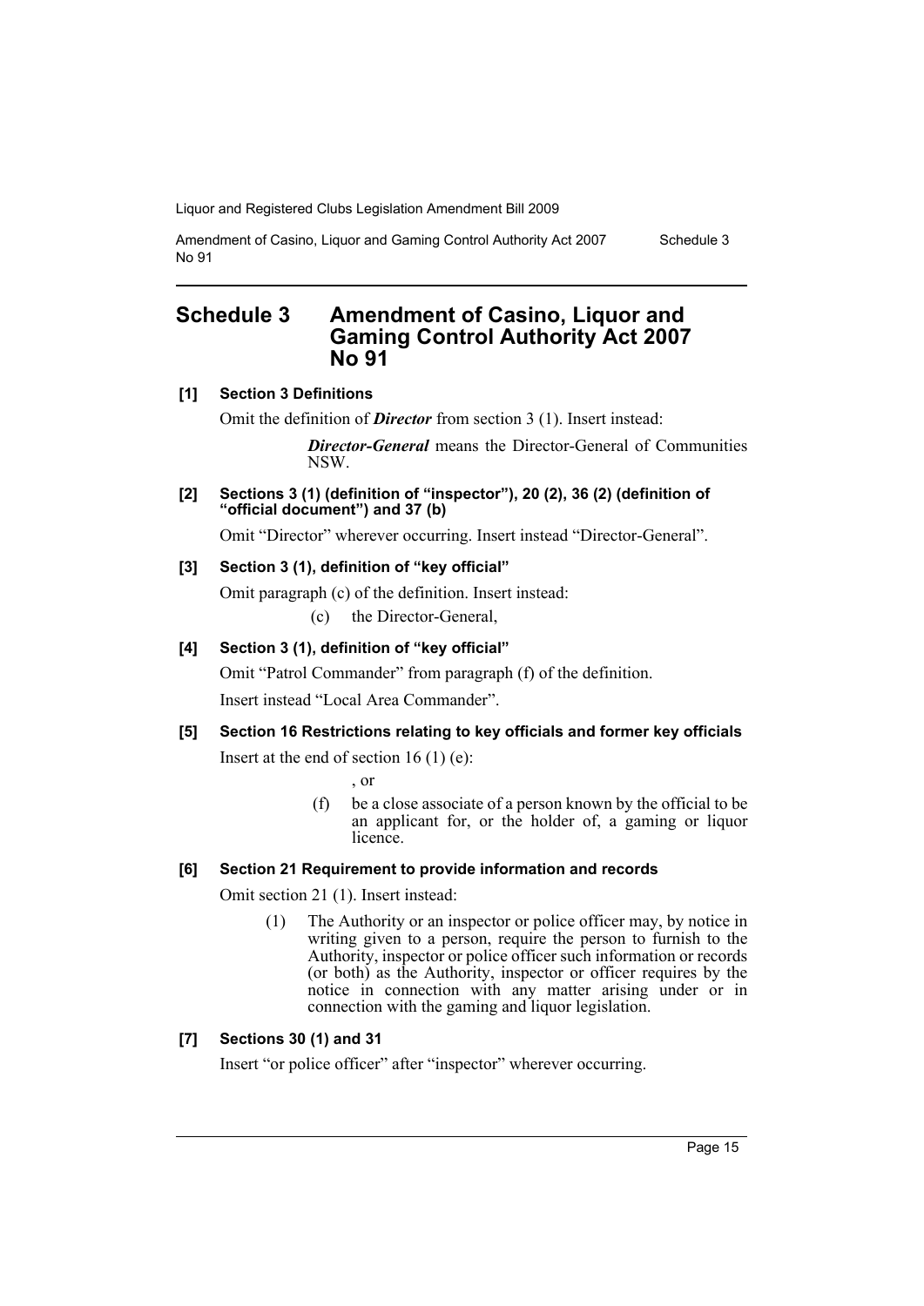# Schedule 3 Amendment of Casino, Liquor and Gaming Control Authority Act 2007 No 91

**[1] Section 3 Definitions**

Omit the definition of ***Director*** from section 3 (1). Insert instead:

> ***Director-General*** means the Director-General of Communities NSW.

**[2] Sections 3 (1) (definition of "inspector"), 20 (2), 36 (2) (definition of "official document") and 37 (b)**

Omit "Director" wherever occurring. Insert instead "Director-General".

**[3] Section 3 (1), definition of "key official"**

Omit paragraph (c) of the definition. Insert instead:

> (c) the Director-General,

**[4] Section 3 (1), definition of "key official"**

Omit "Patrol Commander" from paragraph (f) of the definition.

Insert instead "Local Area Commander".

**[5] Section 16 Restrictions relating to key officials and former key officials**

Insert at the end of section 16 (1) (e):

> , or
>
> (f) be a close associate of a person known by the official to be an applicant for, or the holder of, a gaming or liquor licence.

**[6] Section 21 Requirement to provide information and records**

Omit section 21 (1). Insert instead:

> (1) The Authority or an inspector or police officer may, by notice in writing given to a person, require the person to furnish to the Authority, inspector or police officer such information or records (or both) as the Authority, inspector or officer requires by the notice in connection with any matter arising under or in connection with the gaming and liquor legislation.

**[7] Sections 30 (1) and 31**

Insert "or police officer" after "inspector" wherever occurring.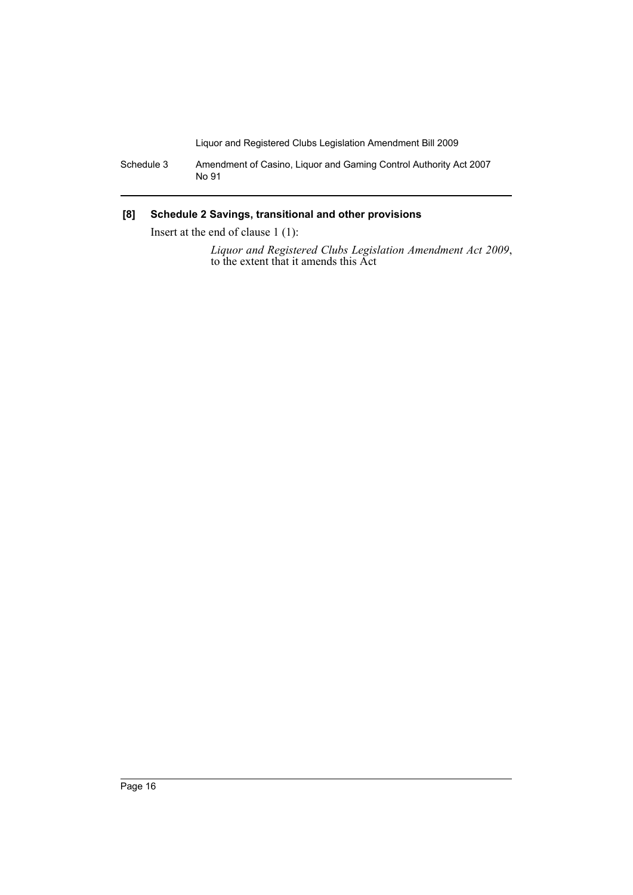## [8] Schedule 2 Savings, transitional and other provisions

Insert at the end of clause 1 (1):

> *Liquor and Registered Clubs Legislation Amendment Act 2009*, to the extent that it amends this Act